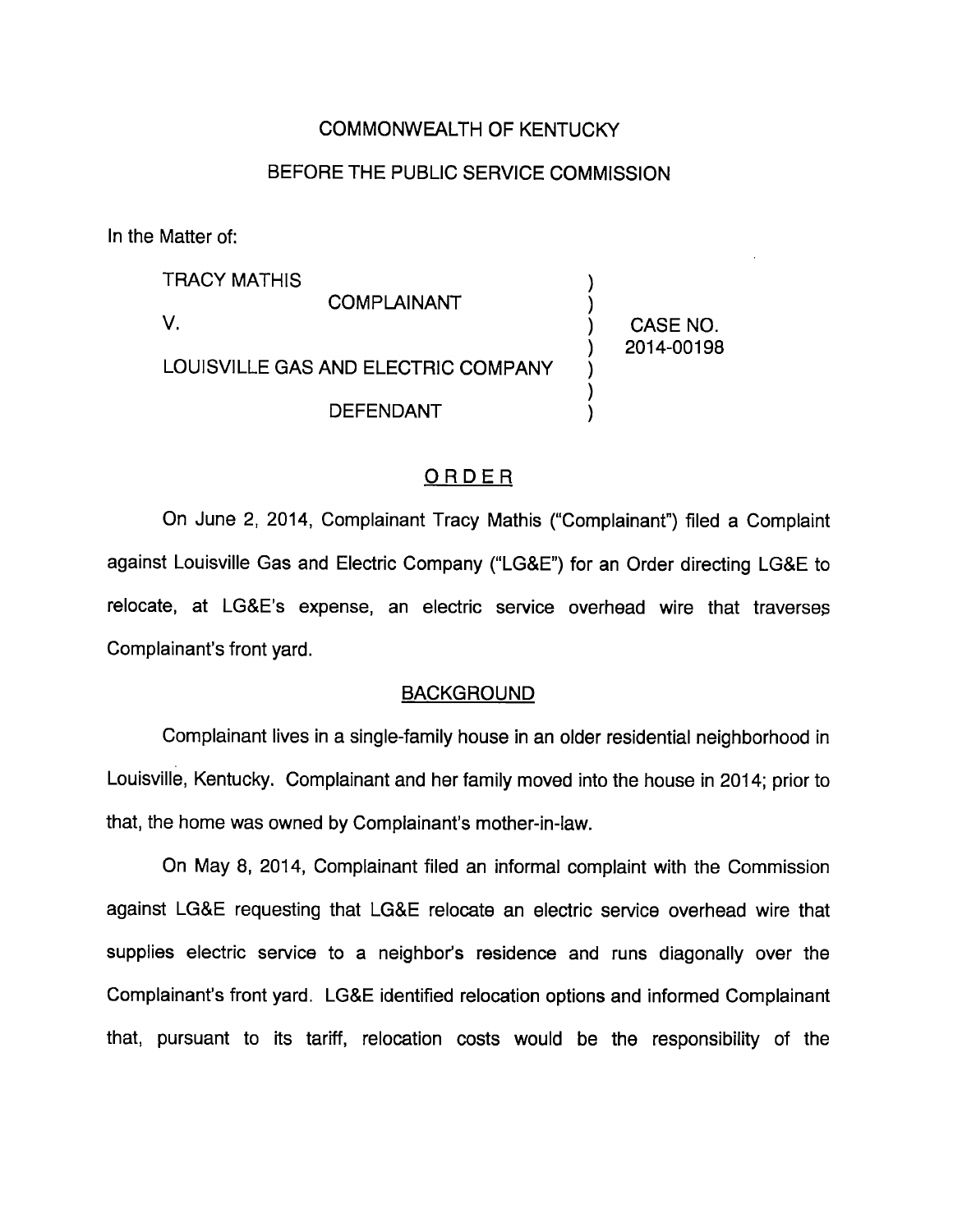COMMONWEALTH OF KENTUCKY

BEFORE THE PUBLIC SERVICE COMMISSION

In the Matter of:

| | | |
|---|---|---|
| TRACY MATHIS | ) | |
| COMPLAINANT | ) | |
| V. | ) | CASE NO. |
| | ) | 2014-00198 |
| LOUISVILLE GAS AND ELECTRIC COMPANY | ) | |
| | ) | |
| DEFENDANT | ) | |

## ORDER

On June 2, 2014, Complainant Tracy Mathis ("Complainant") filed a Complaint against Louisville Gas and Electric Company ("LG&E") for an Order directing LG&E to relocate, at LG&E's expense, an electric service overhead wire that traverses Complainant's front yard.

## BACKGROUND

Complainant lives in a single-family house in an older residential neighborhood in Louisville, Kentucky. Complainant and her family moved into the house in 2014; prior to that, the home was owned by Complainant's mother-in-law.

On May 8, 2014, Complainant filed an informal complaint with the Commission against LG&E requesting that LG&E relocate an electric service overhead wire that supplies electric service to a neighbor's residence and runs diagonally over the Complainant's front yard. LG&E identified relocation options and informed Complainant that, pursuant to its tariff, relocation costs would be the responsibility of the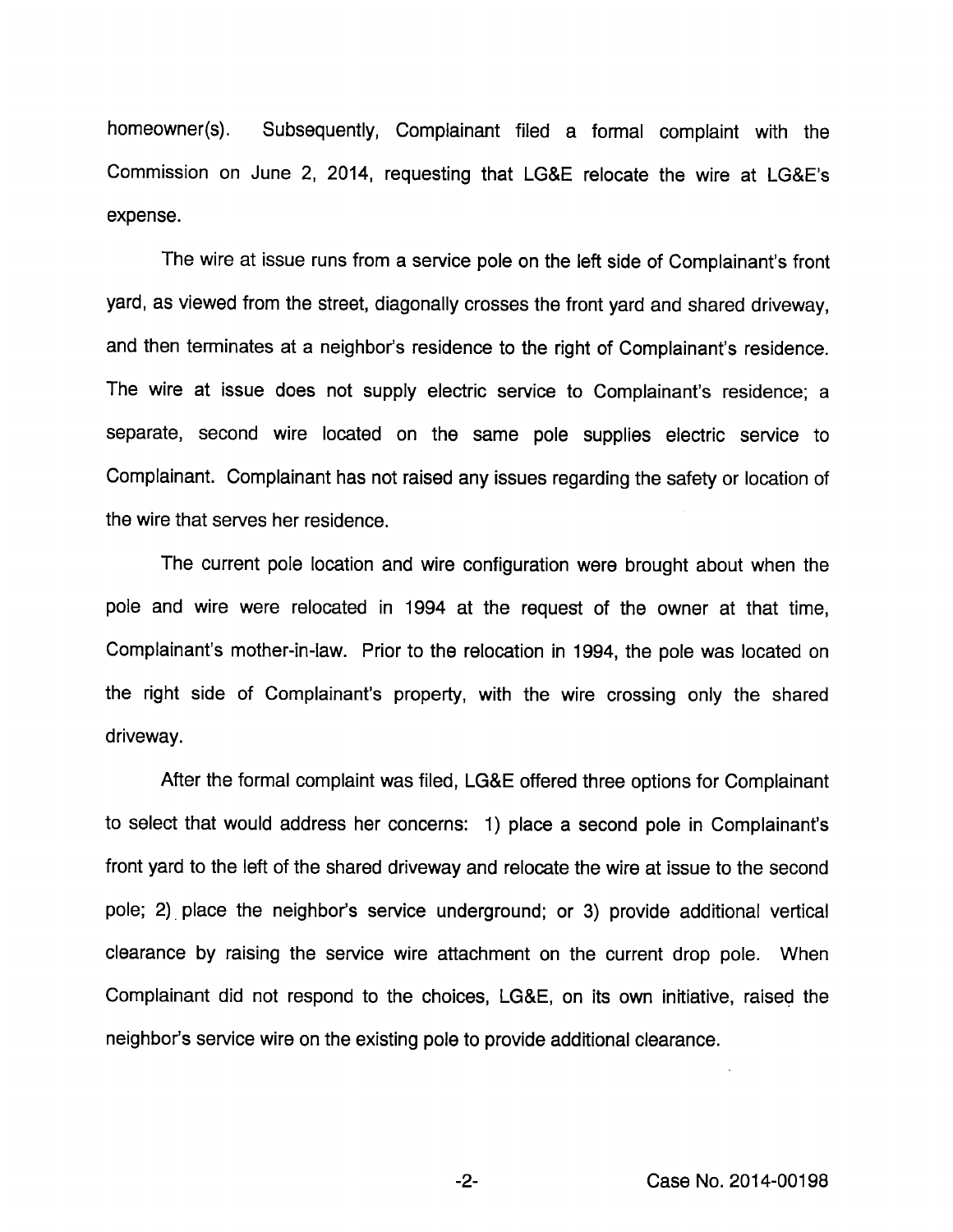homeowner(s). Subsequently, Complainant filed a formal complaint with the Commission on June 2, 2014, requesting that LG&E relocate the wire at LG&E's expense.

The wire at issue runs from a service pole on the left side of Complainant's front yard, as viewed from the street, diagonally crosses the front yard and shared driveway, and then terminates at a neighbor's residence to the right of Complainant's residence. The wire at issue does not supply electric service to Complainant's residence; a separate, second wire located on the same pole supplies electric service to Complainant. Complainant has not raised any issues regarding the safety or location of the wire that serves her residence.

The current pole location and wire configuration were brought about when the pole and wire were relocated in 1994 at the request of the owner at that time, Complainant's mother-in-law. Prior to the relocation in 1994, the pole was located on the right side of Complainant's property, with the wire crossing only the shared driveway.

After the formal complaint was filed, LG&E offered three options for Complainant to select that would address her concerns: 1) place a second pole in Complainant's front yard to the left of the shared driveway and relocate the wire at issue to the second pole; 2) place the neighbor's service underground; or 3) provide additional vertical clearance by raising the service wire attachment on the current drop pole. When Complainant did not respond to the choices, LG&E, on its own initiative, raised the neighbor's service wire on the existing pole to provide additional clearance.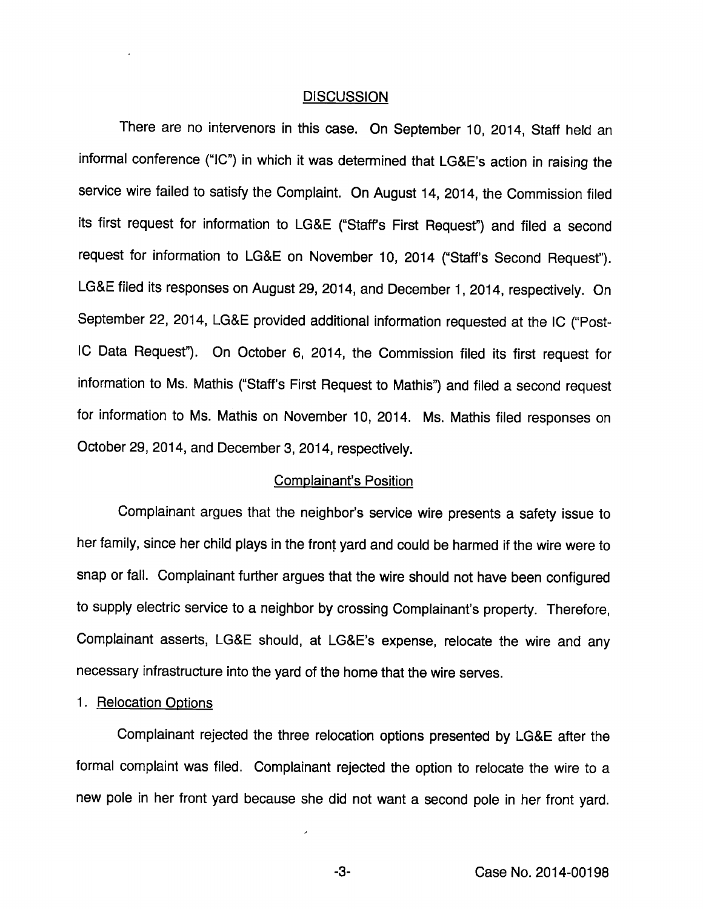## DISCUSSION

There are no intervenors in this case. On September 10, 2014, Staff held an informal conference ("IC") in which it was determined that LG&E's action in raising the service wire failed to satisfy the Complaint. On August 14, 2014, the Commission filed its first request for information to LG&E ("Staff's First Request") and filed a second request for information to LG&E on November 10, 2014 ("Staff's Second Request"). LG&E filed its responses on August 29, 2014, and December 1, 2014, respectively. On September 22, 2014, LG&E provided additional information requested at the IC ("Post-IC Data Request"). On October 6, 2014, the Commission filed its first request for information to Ms. Mathis ("Staff's First Request to Mathis") and filed a second request for information to Ms. Mathis on November 10, 2014. Ms. Mathis filed responses on October 29, 2014, and December 3, 2014, respectively.

### Complainant's Position

Complainant argues that the neighbor's service wire presents a safety issue to her family, since her child plays in the front yard and could be harmed if the wire were to snap or fall. Complainant further argues that the wire should not have been configured to supply electric service to a neighbor by crossing Complainant's property. Therefore, Complainant asserts, LG&E should, at LG&E's expense, relocate the wire and any necessary infrastructure into the yard of the home that the wire serves.

1. Relocation Options

Complainant rejected the three relocation options presented by LG&E after the formal complaint was filed. Complainant rejected the option to relocate the wire to a new pole in her front yard because she did not want a second pole in her front yard.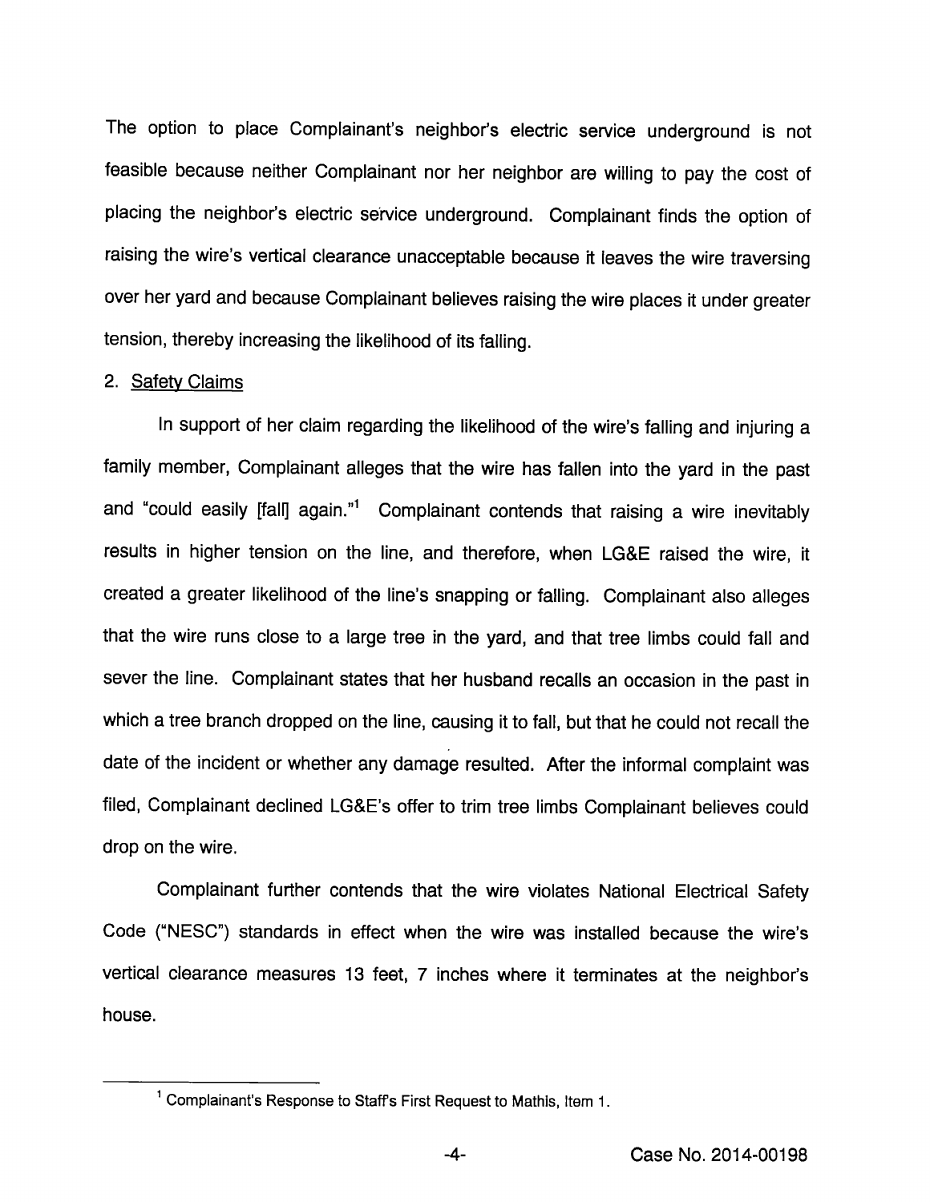The option to place Complainant's neighbor's electric service underground is not feasible because neither Complainant nor her neighbor are willing to pay the cost of placing the neighbor's electric service underground. Complainant finds the option of raising the wire's vertical clearance unacceptable because it leaves the wire traversing over her yard and because Complainant believes raising the wire places it under greater tension, thereby increasing the likelihood of its falling.

2. Safety Claims

In support of her claim regarding the likelihood of the wire's falling and injuring a family member, Complainant alleges that the wire has fallen into the yard in the past and "could easily [fall] again."[1] Complainant contends that raising a wire inevitably results in higher tension on the line, and therefore, when LG&E raised the wire, it created a greater likelihood of the line's snapping or falling. Complainant also alleges that the wire runs close to a large tree in the yard, and that tree limbs could fall and sever the line. Complainant states that her husband recalls an occasion in the past in which a tree branch dropped on the line, causing it to fall, but that he could not recall the date of the incident or whether any damage resulted. After the informal complaint was filed, Complainant declined LG&E's offer to trim tree limbs Complainant believes could drop on the wire.

Complainant further contends that the wire violates National Electrical Safety Code ("NESC") standards in effect when the wire was installed because the wire's vertical clearance measures 13 feet, 7 inches where it terminates at the neighbor's house.

[1] Complainant's Response to Staff's First Request to Mathis, Item 1.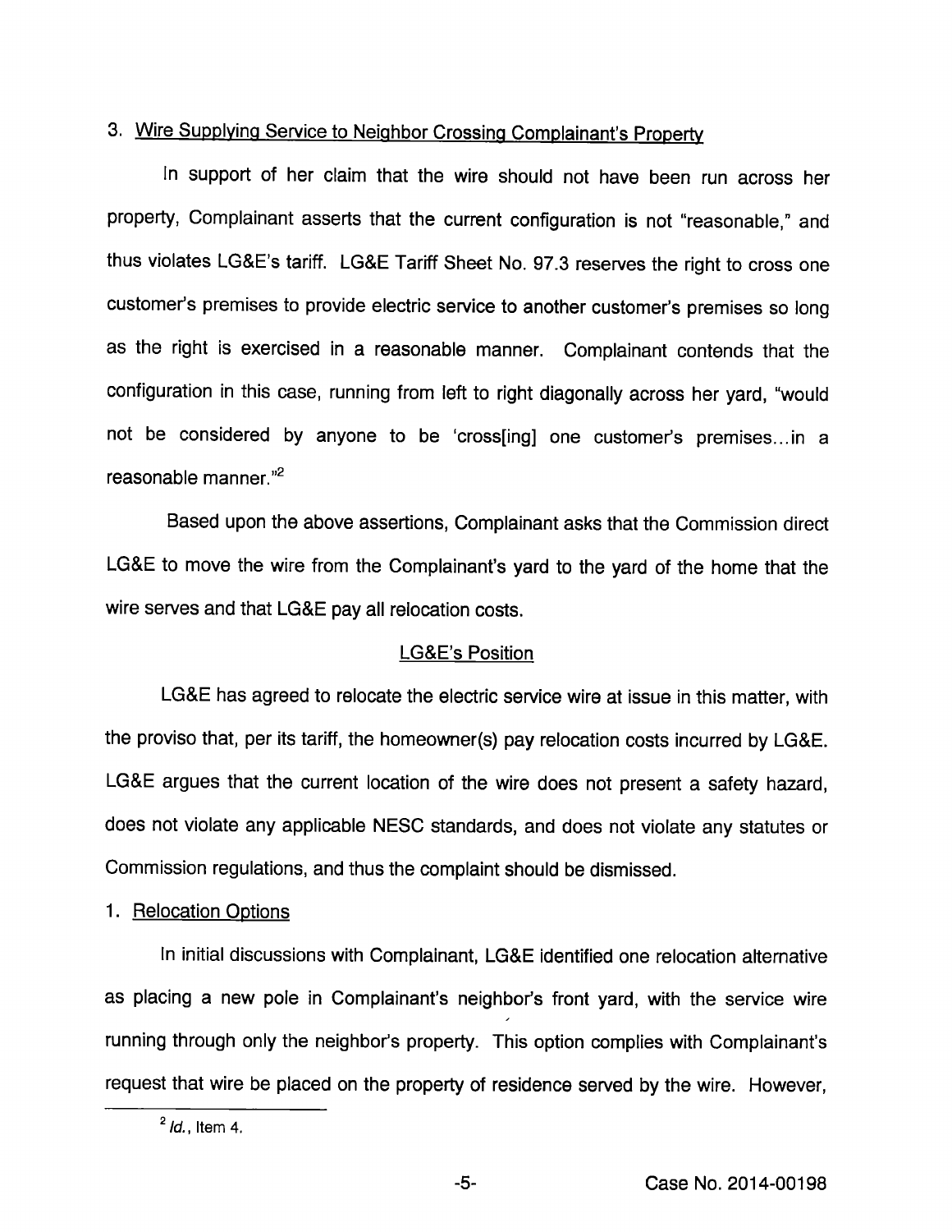3. Wire Supplying Service to Neighbor Crossing Complainant's Property

In support of her claim that the wire should not have been run across her property, Complainant asserts that the current configuration is not "reasonable," and thus violates LG&E's tariff. LG&E Tariff Sheet No. 97.3 reserves the right to cross one customer's premises to provide electric service to another customer's premises so long as the right is exercised in a reasonable manner. Complainant contends that the configuration in this case, running from left to right diagonally across her yard, "would not be considered by anyone to be 'cross[ing] one customer's premises...in a reasonable manner."[2]

Based upon the above assertions, Complainant asks that the Commission direct LG&E to move the wire from the Complainant's yard to the yard of the home that the wire serves and that LG&E pay all relocation costs.

## LG&E's Position

LG&E has agreed to relocate the electric service wire at issue in this matter, with the proviso that, per its tariff, the homeowner(s) pay relocation costs incurred by LG&E. LG&E argues that the current location of the wire does not present a safety hazard, does not violate any applicable NESC standards, and does not violate any statutes or Commission regulations, and thus the complaint should be dismissed.

1. Relocation Options

In initial discussions with Complainant, LG&E identified one relocation alternative as placing a new pole in Complainant's neighbor's front yard, with the service wire running through only the neighbor's property. This option complies with Complainant's request that wire be placed on the property of residence served by the wire. However,

[2] *Id.*, Item 4.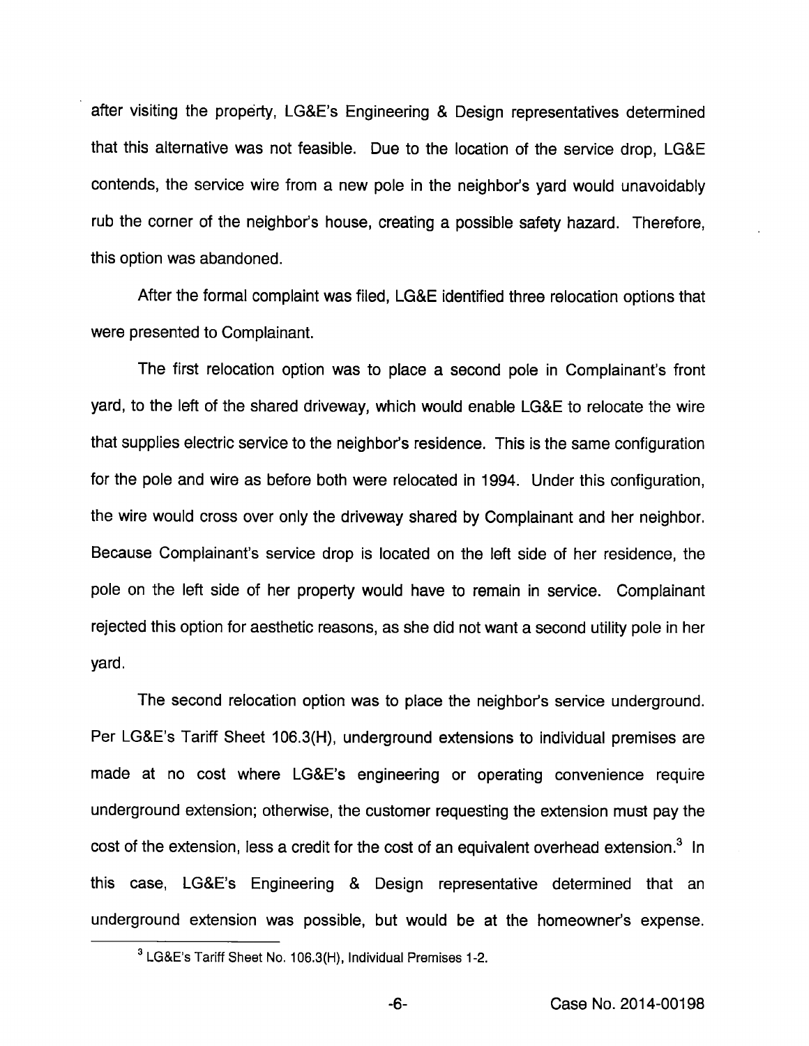after visiting the property, LG&E's Engineering & Design representatives determined that this alternative was not feasible. Due to the location of the service drop, LG&E contends, the service wire from a new pole in the neighbor's yard would unavoidably rub the corner of the neighbor's house, creating a possible safety hazard. Therefore, this option was abandoned.

After the formal complaint was filed, LG&E identified three relocation options that were presented to Complainant.

The first relocation option was to place a second pole in Complainant's front yard, to the left of the shared driveway, which would enable LG&E to relocate the wire that supplies electric service to the neighbor's residence. This is the same configuration for the pole and wire as before both were relocated in 1994. Under this configuration, the wire would cross over only the driveway shared by Complainant and her neighbor. Because Complainant's service drop is located on the left side of her residence, the pole on the left side of her property would have to remain in service. Complainant rejected this option for aesthetic reasons, as she did not want a second utility pole in her yard.

The second relocation option was to place the neighbor's service underground. Per LG&E's Tariff Sheet 106.3(H), underground extensions to individual premises are made at no cost where LG&E's engineering or operating convenience require underground extension; otherwise, the customer requesting the extension must pay the cost of the extension, less a credit for the cost of an equivalent overhead extension.[3] In this case, LG&E's Engineering & Design representative determined that an underground extension was possible, but would be at the homeowner's expense.

[3] LG&E's Tariff Sheet No. 106.3(H), Individual Premises 1-2.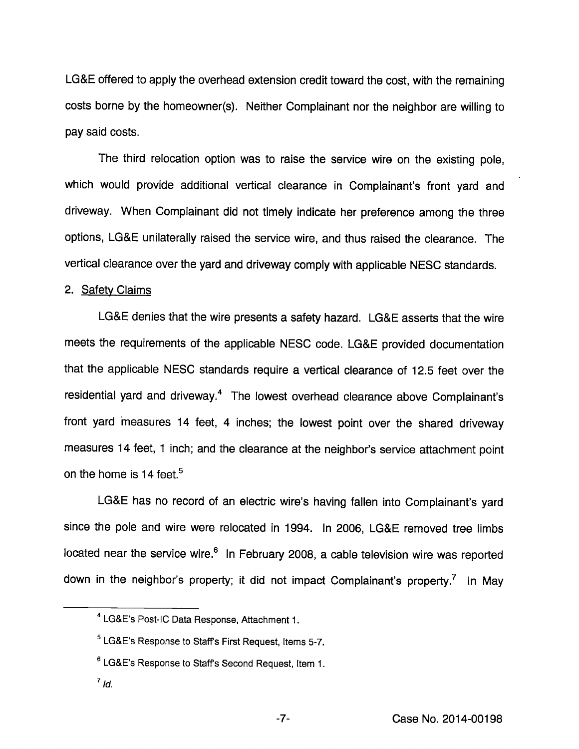LG&E offered to apply the overhead extension credit toward the cost, with the remaining costs borne by the homeowner(s). Neither Complainant nor the neighbor are willing to pay said costs.

The third relocation option was to raise the service wire on the existing pole, which would provide additional vertical clearance in Complainant's front yard and driveway. When Complainant did not timely indicate her preference among the three options, LG&E unilaterally raised the service wire, and thus raised the clearance. The vertical clearance over the yard and driveway comply with applicable NESC standards.

2. Safety Claims

LG&E denies that the wire presents a safety hazard. LG&E asserts that the wire meets the requirements of the applicable NESC code. LG&E provided documentation that the applicable NESC standards require a vertical clearance of 12.5 feet over the residential yard and driveway.[4] The lowest overhead clearance above Complainant's front yard measures 14 feet, 4 inches; the lowest point over the shared driveway measures 14 feet, 1 inch; and the clearance at the neighbor's service attachment point on the home is 14 feet.[5]

LG&E has no record of an electric wire's having fallen into Complainant's yard since the pole and wire were relocated in 1994. In 2006, LG&E removed tree limbs located near the service wire.[6] In February 2008, a cable television wire was reported down in the neighbor's property; it did not impact Complainant's property.[7] In May

[4] LG&E's Post-IC Data Response, Attachment 1.

[5] LG&E's Response to Staff's First Request, Items 5-7.

[6] LG&E's Response to Staff's Second Request, Item 1.

[7] *Id.*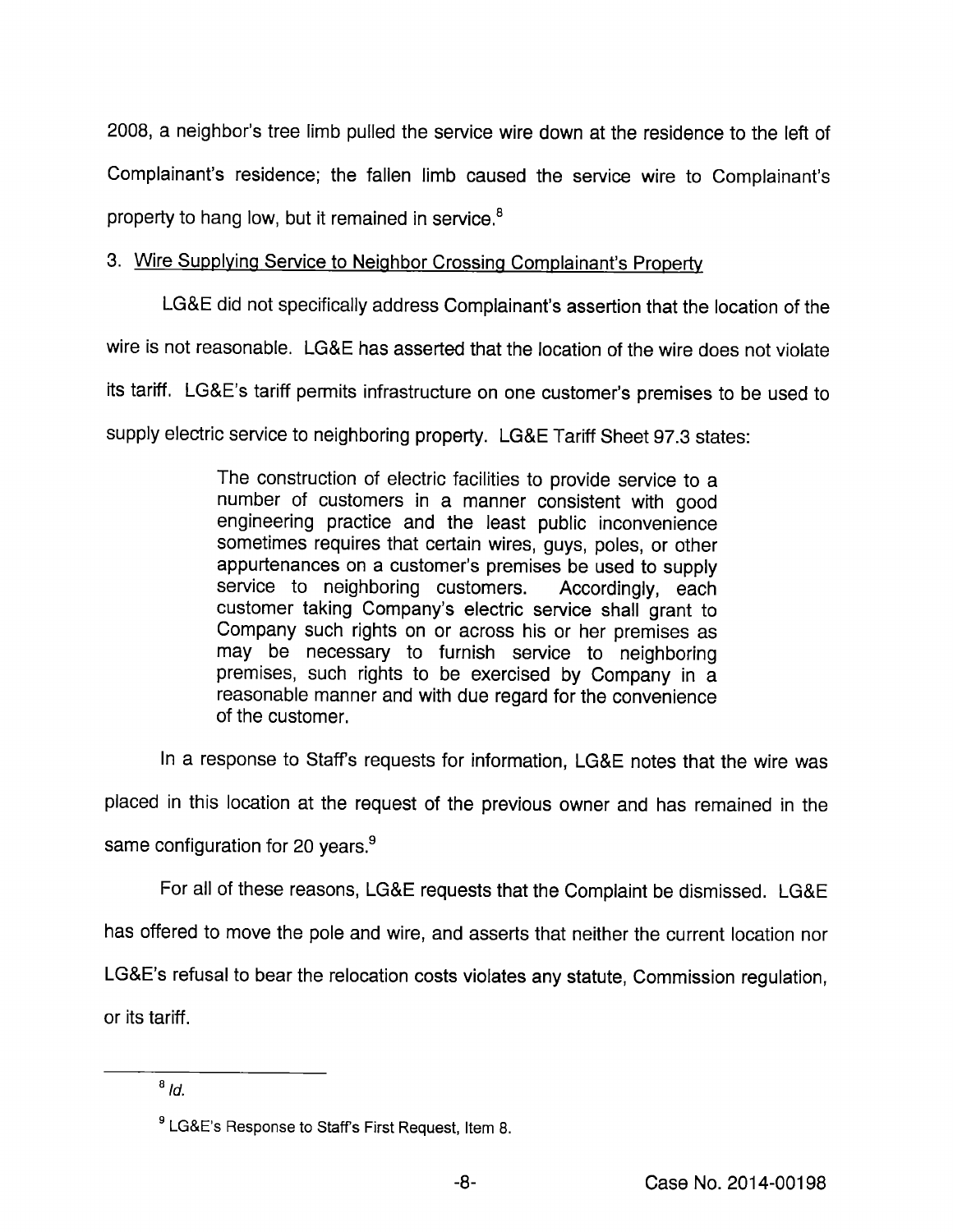2008, a neighbor's tree limb pulled the service wire down at the residence to the left of Complainant's residence; the fallen limb caused the service wire to Complainant's property to hang low, but it remained in service.[8]

3. Wire Supplying Service to Neighbor Crossing Complainant's Property

LG&E did not specifically address Complainant's assertion that the location of the wire is not reasonable. LG&E has asserted that the location of the wire does not violate its tariff. LG&E's tariff permits infrastructure on one customer's premises to be used to supply electric service to neighboring property. LG&E Tariff Sheet 97.3 states:

> The construction of electric facilities to provide service to a number of customers in a manner consistent with good engineering practice and the least public inconvenience sometimes requires that certain wires, guys, poles, or other appurtenances on a customer's premises be used to supply service to neighboring customers. Accordingly, each customer taking Company's electric service shall grant to Company such rights on or across his or her premises as may be necessary to furnish service to neighboring premises, such rights to be exercised by Company in a reasonable manner and with due regard for the convenience of the customer.

In a response to Staff's requests for information, LG&E notes that the wire was placed in this location at the request of the previous owner and has remained in the same configuration for 20 years.[9]

For all of these reasons, LG&E requests that the Complaint be dismissed. LG&E has offered to move the pole and wire, and asserts that neither the current location nor LG&E's refusal to bear the relocation costs violates any statute, Commission regulation, or its tariff.

---

[8] *Id.*

[9] LG&E's Response to Staff's First Request, Item 8.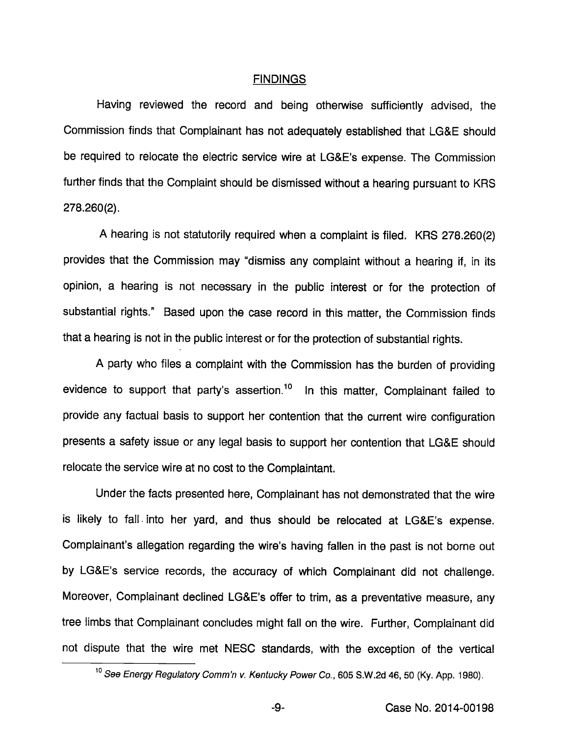## FINDINGS

Having reviewed the record and being otherwise sufficiently advised, the Commission finds that Complainant has not adequately established that LG&E should be required to relocate the electric service wire at LG&E's expense. The Commission further finds that the Complaint should be dismissed without a hearing pursuant to KRS 278.260(2).

A hearing is not statutorily required when a complaint is filed. KRS 278.260(2) provides that the Commission may "dismiss any complaint without a hearing if, in its opinion, a hearing is not necessary in the public interest or for the protection of substantial rights." Based upon the case record in this matter, the Commission finds that a hearing is not in the public interest or for the protection of substantial rights.

A party who files a complaint with the Commission has the burden of providing evidence to support that party's assertion.[10] In this matter, Complainant failed to provide any factual basis to support her contention that the current wire configuration presents a safety issue or any legal basis to support her contention that LG&E should relocate the service wire at no cost to the Complainant.

Under the facts presented here, Complainant has not demonstrated that the wire is likely to fall into her yard, and thus should be relocated at LG&E's expense. Complainant's allegation regarding the wire's having fallen in the past is not borne out by LG&E's service records, the accuracy of which Complainant did not challenge. Moreover, Complainant declined LG&E's offer to trim, as a preventative measure, any tree limbs that Complainant concludes might fall on the wire. Further, Complainant did not dispute that the wire met NESC standards, with the exception of the vertical

[10] *See Energy Regulatory Comm'n v. Kentucky Power Co.*, 605 S.W.2d 46, 50 (Ky. App. 1980).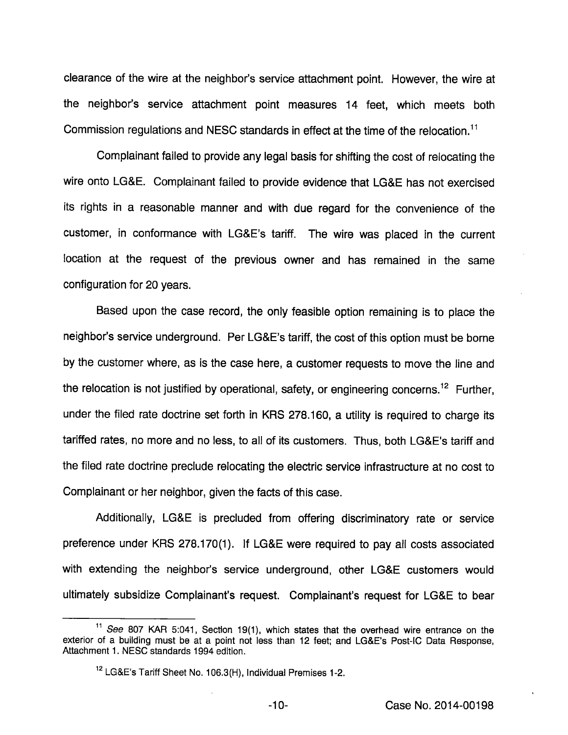clearance of the wire at the neighbor's service attachment point. However, the wire at the neighbor's service attachment point measures 14 feet, which meets both Commission regulations and NESC standards in effect at the time of the relocation.[11]

Complainant failed to provide any legal basis for shifting the cost of relocating the wire onto LG&E. Complainant failed to provide evidence that LG&E has not exercised its rights in a reasonable manner and with due regard for the convenience of the customer, in conformance with LG&E's tariff. The wire was placed in the current location at the request of the previous owner and has remained in the same configuration for 20 years.

Based upon the case record, the only feasible option remaining is to place the neighbor's service underground. Per LG&E's tariff, the cost of this option must be borne by the customer where, as is the case here, a customer requests to move the line and the relocation is not justified by operational, safety, or engineering concerns.[12] Further, under the filed rate doctrine set forth in KRS 278.160, a utility is required to charge its tariffed rates, no more and no less, to all of its customers. Thus, both LG&E's tariff and the filed rate doctrine preclude relocating the electric service infrastructure at no cost to Complainant or her neighbor, given the facts of this case.

Additionally, LG&E is precluded from offering discriminatory rate or service preference under KRS 278.170(1). If LG&E were required to pay all costs associated with extending the neighbor's service underground, other LG&E customers would ultimately subsidize Complainant's request. Complainant's request for LG&E to bear

---

[11] *See* 807 KAR 5:041, Section 19(1), which states that the overhead wire entrance on the exterior of a building must be at a point not less than 12 feet; and LG&E's Post-IC Data Response, Attachment 1. NESC standards 1994 edition.

[12] LG&E's Tariff Sheet No. 106.3(H), Individual Premises 1-2.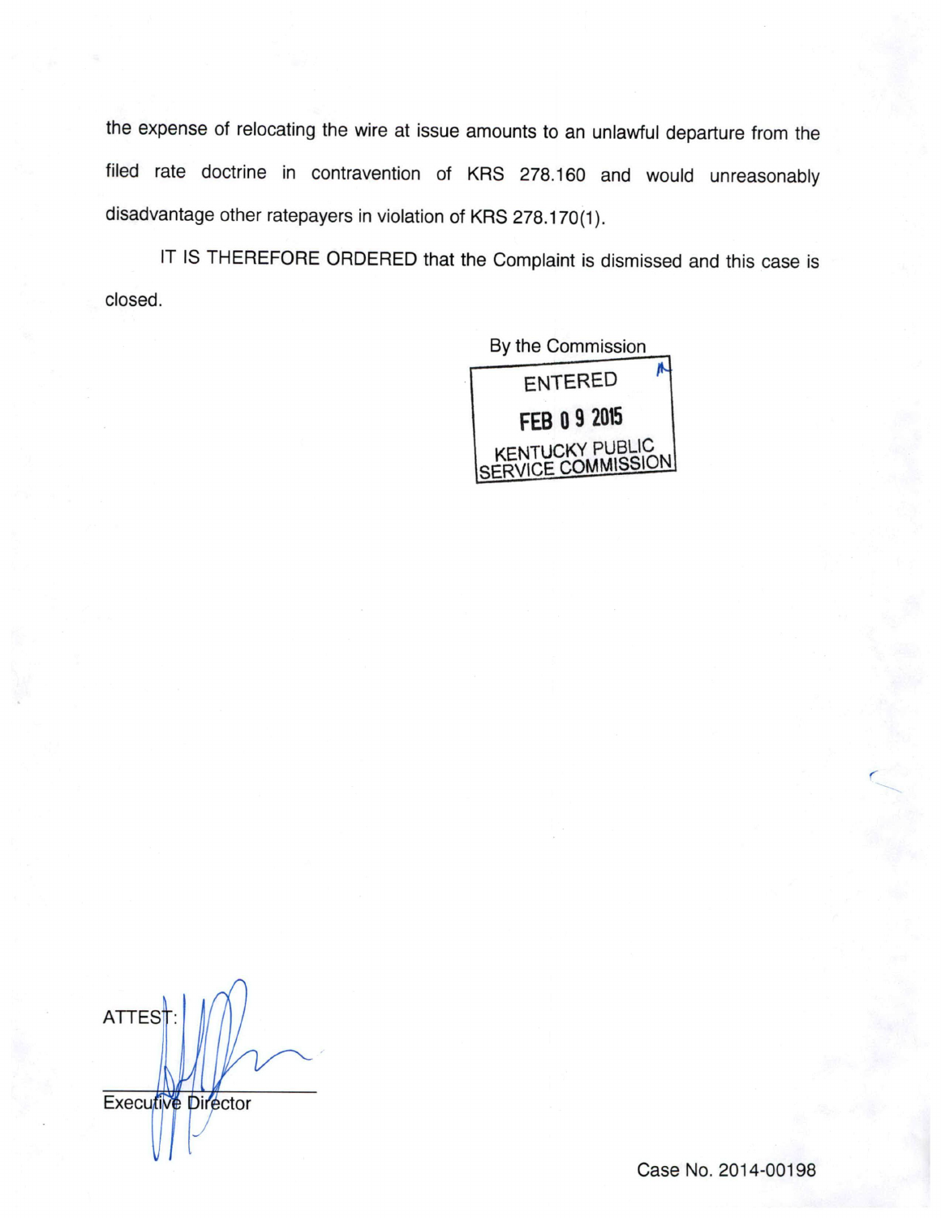the expense of relocating the wire at issue amounts to an unlawful departure from the filed rate doctrine in contravention of KRS 278.160 and would unreasonably disadvantage other ratepayers in violation of KRS 278.170(1).

IT IS THEREFORE ORDERED that the Complaint is dismissed and this case is closed.

By the Commission

ENTERED

FEB 09 2015

KENTUCKY PUBLIC SERVICE COMMISSION

ATTEST:

Executive Director

Case No. 2014-00198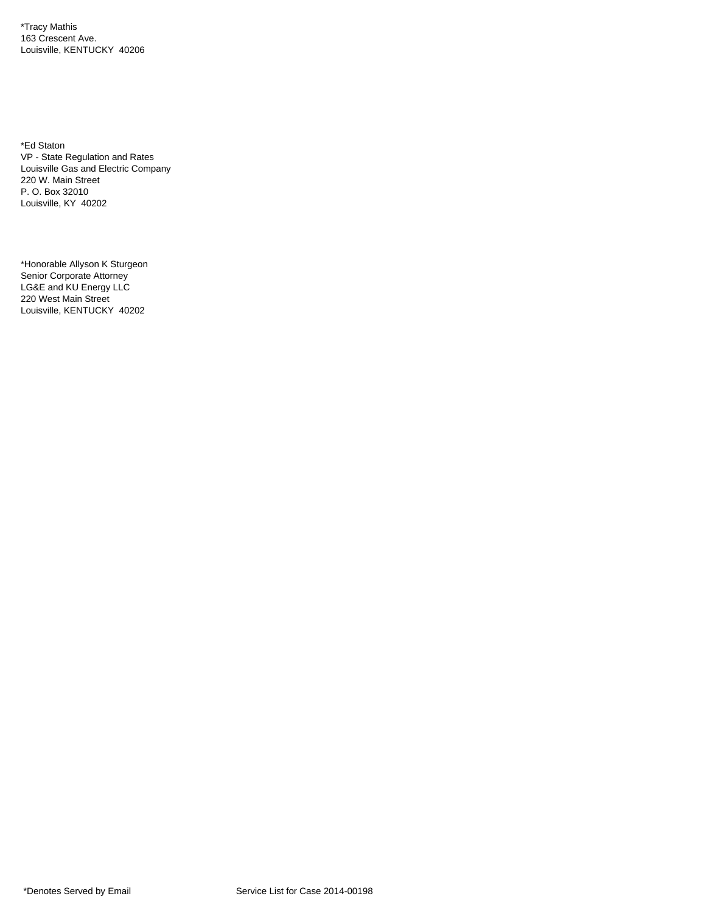*Tracy Mathis
163 Crescent Ave.
Louisville, KENTUCKY  40206

*Ed Staton
VP - State Regulation and Rates
Louisville Gas and Electric Company
220 W. Main Street
P. O. Box 32010
Louisville, KY  40202

*Honorable Allyson K Sturgeon
Senior Corporate Attorney
LG&E and KU Energy LLC
220 West Main Street
Louisville, KENTUCKY  40202

*Denotes Served by Email

Service List for Case 2014-00198